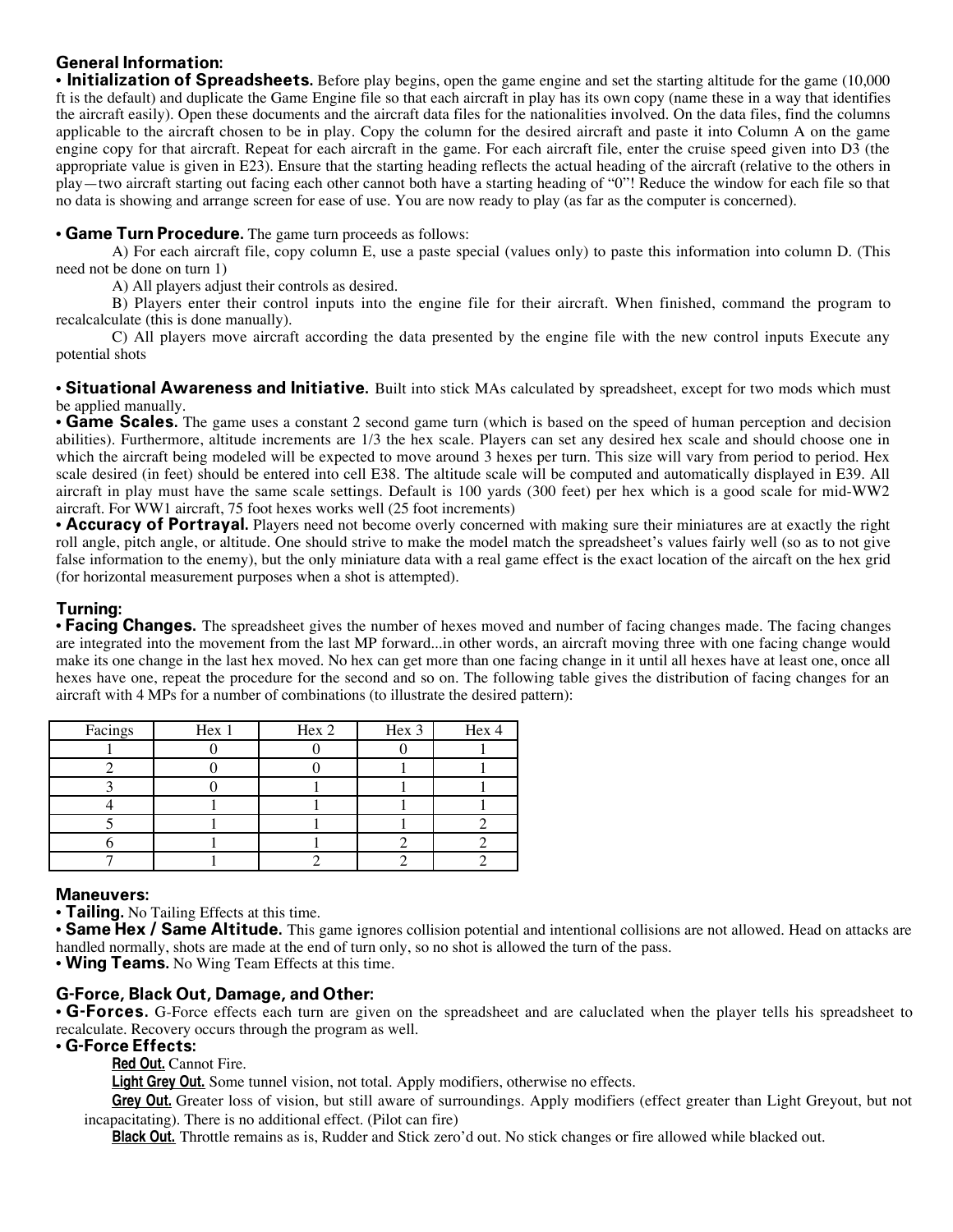## General Information:

• **Initialization of Spreadsheets.** Before play begins, open the game engine and set the starting altitude for the game (10,000 ft is the default) and duplicate the Game Engine file so that each aircraft in play has its own copy (name these in a way that identifies the aircraft easily). Open these documents and the aircraft data files for the nationalities involved. On the data files, find the columns applicable to the aircraft chosen to be in play. Copy the column for the desired aircraft and paste it into Column A on the game engine copy for that aircraft. Repeat for each aircraft in the game. For each aircraft file, enter the cruise speed given into D3 (the appropriate value is given in E23). Ensure that the starting heading reflects the actual heading of the aircraft (relative to the others in play—two aircraft starting out facing each other cannot both have a starting heading of "0"! Reduce the window for each file so that no data is showing and arrange screen for ease of use. You are now ready to play (as far as the computer is concerned).

• **Game Turn Procedure.** The game turn proceeds as follows:

A) For each aircraft file, copy column E, use a paste special (values only) to paste this information into column D. (This need not be done on turn 1)

A) All players adjust their controls as desired.

B) Players enter their control inputs into the engine file for their aircraft. When finished, command the program to recalcalculate (this is done manually).

C) All players move aircraft according the data presented by the engine file with the new control inputs Execute any potential shots

• **Situational Awareness and Initiative.** Built into stick MAs calculated by spreadsheet, except for two mods which must be applied manually.

• **Game Scales.** The game uses a constant 2 second game turn (which is based on the speed of human perception and decision abilities). Furthermore, altitude increments are 1/3 the hex scale. Players can set any desired hex scale and should choose one in which the aircraft being modeled will be expected to move around 3 hexes per turn. This size will vary from period to period. Hex scale desired (in feet) should be entered into cell E38. The altitude scale will be computed and automatically displayed in E39. All aircraft in play must have the same scale settings. Default is 100 yards (300 feet) per hex which is a good scale for mid-WW2 aircraft. For WW1 aircraft, 75 foot hexes works well (25 foot increments)

• **Accuracy of Portrayal.** Players need not become overly concerned with making sure their miniatures are at exactly the right roll angle, pitch angle, or altitude. One should strive to make the model match the spreadsheet's values fairly well (so as to not give false information to the enemy), but the only miniature data with a real game effect is the exact location of the aircaft on the hex grid (for horizontal measurement purposes when a shot is attempted).

## Turning:

• **Facing Changes.** The spreadsheet gives the number of hexes moved and number of facing changes made. The facing changes are integrated into the movement from the last MP forward...in other words, an aircraft moving three with one facing change would make its one change in the last hex moved. No hex can get more than one facing change in it until all hexes have at least one, once all hexes have one, repeat the procedure for the second and so on. The following table gives the distribution of facing changes for an aircraft with 4 MPs for a number of combinations (to illustrate the desired pattern):

| Facings | Hex 1 | Hex 2 | Hex 3 | Hex 4 |
|---|---|---|---|---|
| 1 | 0 | 0 | 0 | 1 |
| 2 | 0 | 0 | 1 | 1 |
| 3 | 0 | 1 | 1 | 1 |
| 4 | 1 | 1 | 1 | 1 |
| 5 | 1 | 1 | 1 | 2 |
| 6 | 1 | 1 | 2 | 2 |
| 7 | 1 | 2 | 2 | 2 |

## Maneuvers:

• **Tailing.** No Tailing Effects at this time.

• **Same Hex / Same Altitude.** This game ignores collision potential and intentional collisions are not allowed. Head on attacks are handled normally, shots are made at the end of turn only, so no shot is allowed the turn of the pass.

• **Wing Teams.** No Wing Team Effects at this time.

## G-Force, Black Out, Damage, and Other:

• **G-Forces.** G-Force effects each turn are given on the spreadsheet and are caluclated when the player tells his spreadsheet to recalculate. Recovery occurs through the program as well.

• **G-Force Effects:**

**Red Out.** Cannot Fire.

**Light Grey Out.** Some tunnel vision, not total. Apply modifiers, otherwise no effects.

**Grey Out.** Greater loss of vision, but still aware of surroundings. Apply modifiers (effect greater than Light Greyout, but not incapacitating). There is no additional effect. (Pilot can fire)

**Black Out.** Throttle remains as is, Rudder and Stick zero'd out. No stick changes or fire allowed while blacked out.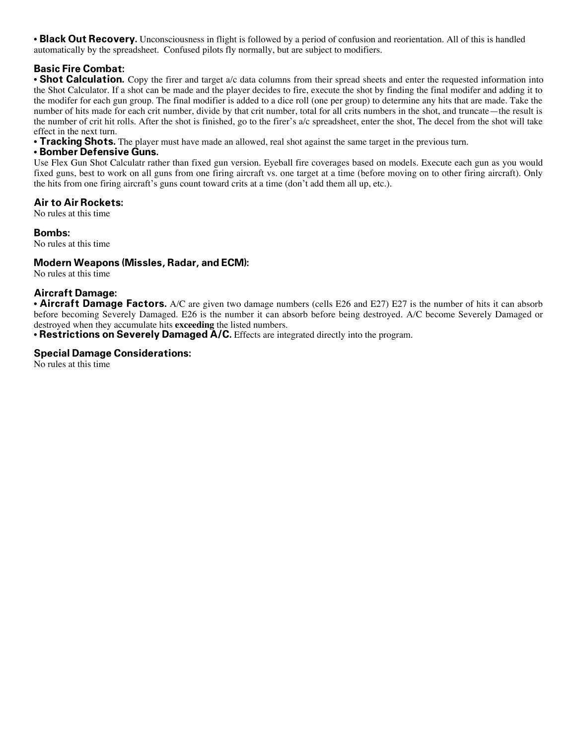**• Black Out Recovery.** Unconsciousness in flight is followed by a period of confusion and reorientation. All of this is handled automatically by the spreadsheet. Confused pilots fly normally, but are subject to modifiers.

### Basic Fire Combat:

**• Shot Calculation.** Copy the firer and target a/c data columns from their spread sheets and enter the requested information into the Shot Calculator. If a shot can be made and the player decides to fire, execute the shot by finding the final modifer and adding it to the modifer for each gun group. The final modifier is added to a dice roll (one per group) to determine any hits that are made. Take the number of hits made for each crit number, divide by that crit number, total for all crits numbers in the shot, and truncate—the result is the number of crit hit rolls. After the shot is finished, go to the firer's a/c spreadsheet, enter the shot, The decel from the shot will take effect in the next turn.

**• Tracking Shots.** The player must have made an allowed, real shot against the same target in the previous turn.

**• Bomber Defensive Guns.**
Use Flex Gun Shot Calculatr rather than fixed gun version. Eyeball fire coverages based on models. Execute each gun as you would fixed guns, best to work on all guns from one firing aircraft vs. one target at a time (before moving on to other firing aircraft). Only the hits from one firing aircraft's guns count toward crits at a time (don't add them all up, etc.).

### Air to Air Rockets:

No rules at this time

### Bombs:

No rules at this time

### Modern Weapons (Missles, Radar, and ECM):

No rules at this time

### Aircraft Damage:

**• Aircraft Damage Factors.** A/C are given two damage numbers (cells E26 and E27) E27 is the number of hits it can absorb before becoming Severely Damaged. E26 is the number it can absorb before being destroyed. A/C become Severely Damaged or destroyed when they accumulate hits **exceeding** the listed numbers.

**• Restrictions on Severely Damaged A/C.** Effects are integrated directly into the program.

### Special Damage Considerations:

No rules at this time